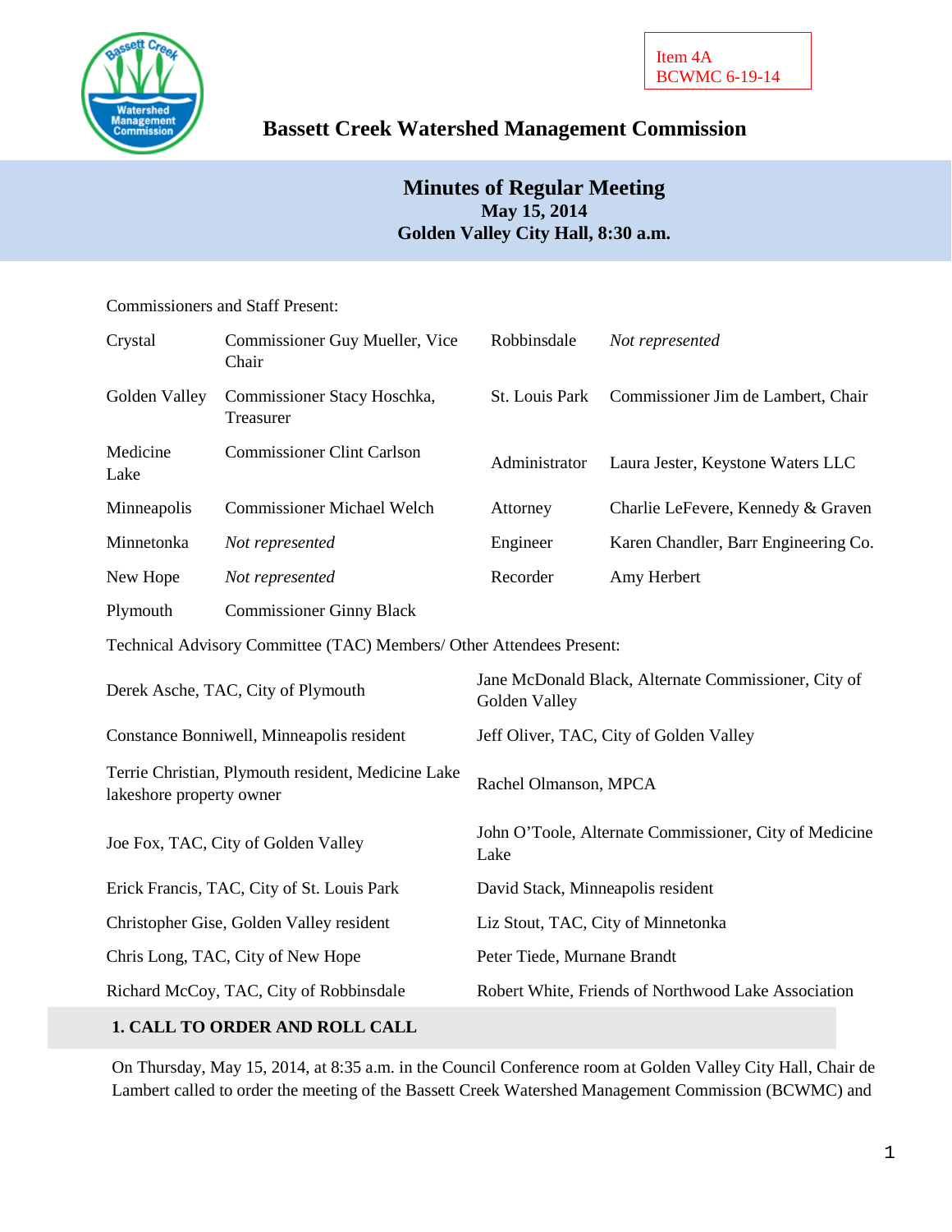Item 4A
BCWMC 6-19-14

# Bassett Creek Watershed Management Commission

## Minutes of Regular Meeting
**May 15, 2014**
**Golden Valley City Hall, 8:30 a.m.**

Commissioners and Staff Present:

| | | | |
|---|---|---|---|
| Crystal | Commissioner Guy Mueller, Vice Chair | Robbinsdale | *Not represented* |
| Golden Valley | Commissioner Stacy Hoschka, Treasurer | St. Louis Park | Commissioner Jim de Lambert, Chair |
| Medicine Lake | Commissioner Clint Carlson | Administrator | Laura Jester, Keystone Waters LLC |
| Minneapolis | Commissioner Michael Welch | Attorney | Charlie LeFevere, Kennedy & Graven |
| Minnetonka | *Not represented* | Engineer | Karen Chandler, Barr Engineering Co. |
| New Hope | *Not represented* | Recorder | Amy Herbert |
| Plymouth | Commissioner Ginny Black | | |

Technical Advisory Committee (TAC) Members/ Other Attendees Present:

| | |
|---|---|
| Derek Asche, TAC, City of Plymouth | Jane McDonald Black, Alternate Commissioner, City of Golden Valley |
| Constance Bonniwell, Minneapolis resident | Jeff Oliver, TAC, City of Golden Valley |
| Terrie Christian, Plymouth resident, Medicine Lake lakeshore property owner | Rachel Olmanson, MPCA |
| Joe Fox, TAC, City of Golden Valley | John O'Toole, Alternate Commissioner, City of Medicine Lake |
| Erick Francis, TAC, City of St. Louis Park | David Stack, Minneapolis resident |
| Christopher Gise, Golden Valley resident | Liz Stout, TAC, City of Minnetonka |
| Chris Long, TAC, City of New Hope | Peter Tiede, Murnane Brandt |
| Richard McCoy, TAC, City of Robbinsdale | Robert White, Friends of Northwood Lake Association |

### 1. CALL TO ORDER AND ROLL CALL

On Thursday, May 15, 2014, at 8:35 a.m. in the Council Conference room at Golden Valley City Hall, Chair de Lambert called to order the meeting of the Bassett Creek Watershed Management Commission (BCWMC) and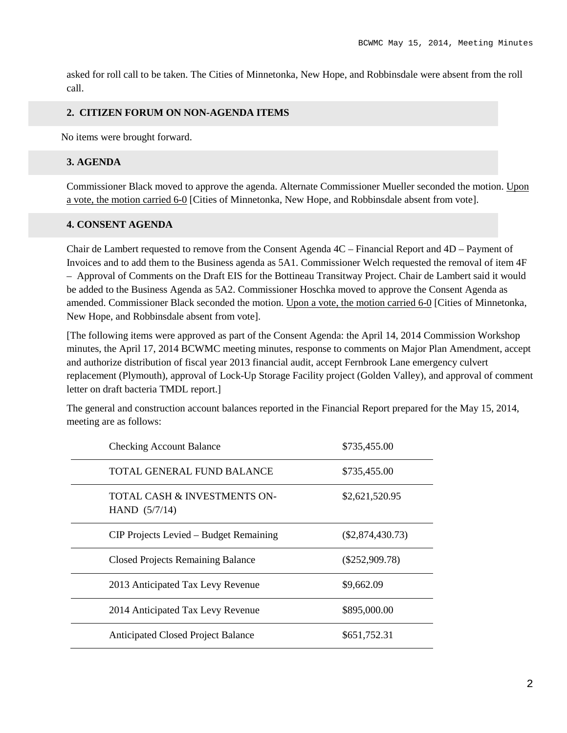asked for roll call to be taken. The Cities of Minnetonka, New Hope, and Robbinsdale were absent from the roll call.

## 2. CITIZEN FORUM ON NON-AGENDA ITEMS

No items were brought forward.

## 3. AGENDA

Commissioner Black moved to approve the agenda. Alternate Commissioner Mueller seconded the motion. Upon a vote, the motion carried 6-0 [Cities of Minnetonka, New Hope, and Robbinsdale absent from vote].

## 4. CONSENT AGENDA

Chair de Lambert requested to remove from the Consent Agenda 4C – Financial Report and 4D – Payment of Invoices and to add them to the Business agenda as 5A1. Commissioner Welch requested the removal of item 4F – Approval of Comments on the Draft EIS for the Bottineau Transitway Project. Chair de Lambert said it would be added to the Business Agenda as 5A2. Commissioner Hoschka moved to approve the Consent Agenda as amended. Commissioner Black seconded the motion. Upon a vote, the motion carried 6-0 [Cities of Minnetonka, New Hope, and Robbinsdale absent from vote].

[The following items were approved as part of the Consent Agenda: the April 14, 2014 Commission Workshop minutes, the April 17, 2014 BCWMC meeting minutes, response to comments on Major Plan Amendment, accept and authorize distribution of fiscal year 2013 financial audit, accept Fernbrook Lane emergency culvert replacement (Plymouth), approval of Lock-Up Storage Facility project (Golden Valley), and approval of comment letter on draft bacteria TMDL report.]

The general and construction account balances reported in the Financial Report prepared for the May 15, 2014, meeting are as follows:

| | |
|---|---|
| Checking Account Balance | $735,455.00 |
| TOTAL GENERAL FUND BALANCE | $735,455.00 |
| TOTAL CASH & INVESTMENTS ON-HAND (5/7/14) | $2,621,520.95 |
| CIP Projects Levied – Budget Remaining | ($2,874,430.73) |
| Closed Projects Remaining Balance | ($252,909.78) |
| 2013 Anticipated Tax Levy Revenue | $9,662.09 |
| 2014 Anticipated Tax Levy Revenue | $895,000.00 |
| Anticipated Closed Project Balance | $651,752.31 |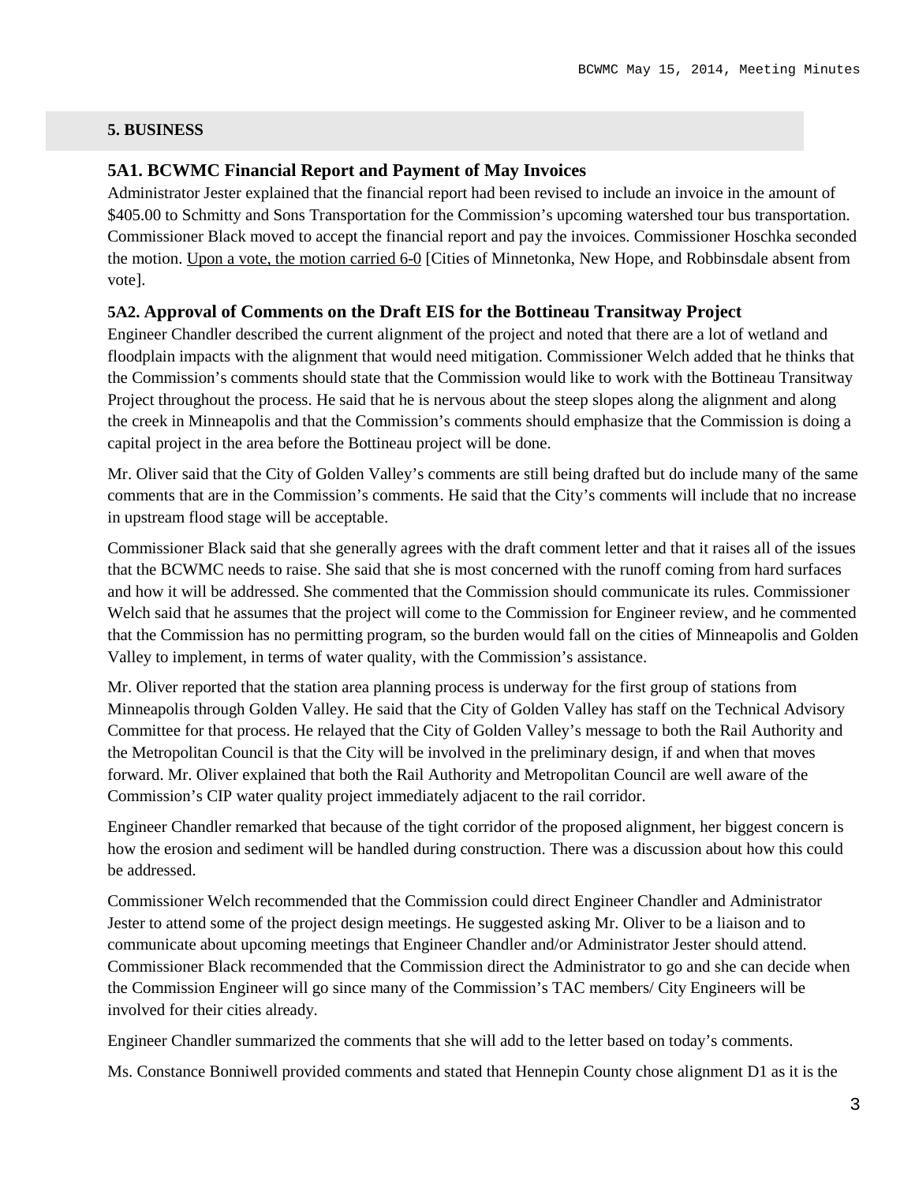## 5. BUSINESS

### 5A1. BCWMC Financial Report and Payment of May Invoices

Administrator Jester explained that the financial report had been revised to include an invoice in the amount of $405.00 to Schmitty and Sons Transportation for the Commission's upcoming watershed tour bus transportation. Commissioner Black moved to accept the financial report and pay the invoices. Commissioner Hoschka seconded the motion. Upon a vote, the motion carried 6-0 [Cities of Minnetonka, New Hope, and Robbinsdale absent from vote].

### 5A2. Approval of Comments on the Draft EIS for the Bottineau Transitway Project

Engineer Chandler described the current alignment of the project and noted that there are a lot of wetland and floodplain impacts with the alignment that would need mitigation. Commissioner Welch added that he thinks that the Commission's comments should state that the Commission would like to work with the Bottineau Transitway Project throughout the process. He said that he is nervous about the steep slopes along the alignment and along the creek in Minneapolis and that the Commission's comments should emphasize that the Commission is doing a capital project in the area before the Bottineau project will be done.

Mr. Oliver said that the City of Golden Valley's comments are still being drafted but do include many of the same comments that are in the Commission's comments. He said that the City's comments will include that no increase in upstream flood stage will be acceptable.

Commissioner Black said that she generally agrees with the draft comment letter and that it raises all of the issues that the BCWMC needs to raise. She said that she is most concerned with the runoff coming from hard surfaces and how it will be addressed. She commented that the Commission should communicate its rules. Commissioner Welch said that he assumes that the project will come to the Commission for Engineer review, and he commented that the Commission has no permitting program, so the burden would fall on the cities of Minneapolis and Golden Valley to implement, in terms of water quality, with the Commission's assistance.

Mr. Oliver reported that the station area planning process is underway for the first group of stations from Minneapolis through Golden Valley. He said that the City of Golden Valley has staff on the Technical Advisory Committee for that process. He relayed that the City of Golden Valley's message to both the Rail Authority and the Metropolitan Council is that the City will be involved in the preliminary design, if and when that moves forward. Mr. Oliver explained that both the Rail Authority and Metropolitan Council are well aware of the Commission's CIP water quality project immediately adjacent to the rail corridor.

Engineer Chandler remarked that because of the tight corridor of the proposed alignment, her biggest concern is how the erosion and sediment will be handled during construction. There was a discussion about how this could be addressed.

Commissioner Welch recommended that the Commission could direct Engineer Chandler and Administrator Jester to attend some of the project design meetings. He suggested asking Mr. Oliver to be a liaison and to communicate about upcoming meetings that Engineer Chandler and/or Administrator Jester should attend. Commissioner Black recommended that the Commission direct the Administrator to go and she can decide when the Commission Engineer will go since many of the Commission's TAC members/ City Engineers will be involved for their cities already.

Engineer Chandler summarized the comments that she will add to the letter based on today's comments.

Ms. Constance Bonniwell provided comments and stated that Hennepin County chose alignment D1 as it is the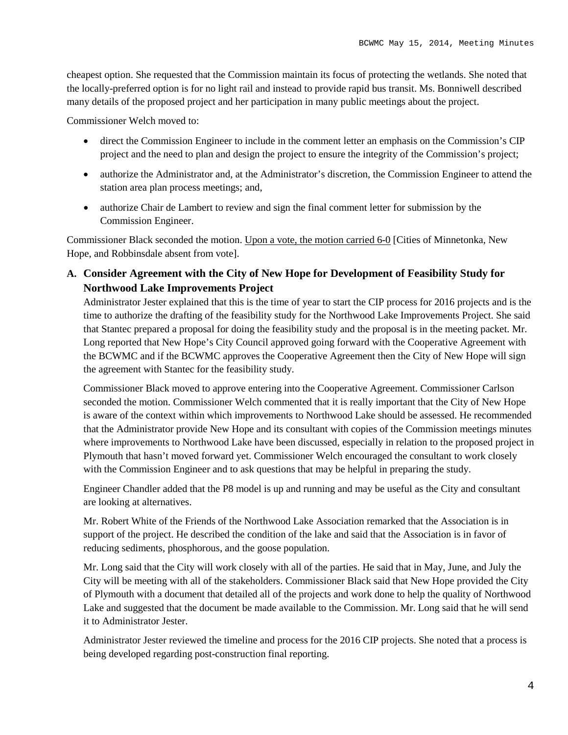cheapest option. She requested that the Commission maintain its focus of protecting the wetlands. She noted that the locally-preferred option is for no light rail and instead to provide rapid bus transit. Ms. Bonniwell described many details of the proposed project and her participation in many public meetings about the project.

Commissioner Welch moved to:

- direct the Commission Engineer to include in the comment letter an emphasis on the Commission's CIP project and the need to plan and design the project to ensure the integrity of the Commission's project;
- authorize the Administrator and, at the Administrator's discretion, the Commission Engineer to attend the station area plan process meetings; and,
- authorize Chair de Lambert to review and sign the final comment letter for submission by the Commission Engineer.

Commissioner Black seconded the motion. Upon a vote, the motion carried 6-0 [Cities of Minnetonka, New Hope, and Robbinsdale absent from vote].

**A. Consider Agreement with the City of New Hope for Development of Feasibility Study for Northwood Lake Improvements Project**

Administrator Jester explained that this is the time of year to start the CIP process for 2016 projects and is the time to authorize the drafting of the feasibility study for the Northwood Lake Improvements Project. She said that Stantec prepared a proposal for doing the feasibility study and the proposal is in the meeting packet. Mr. Long reported that New Hope's City Council approved going forward with the Cooperative Agreement with the BCWMC and if the BCWMC approves the Cooperative Agreement then the City of New Hope will sign the agreement with Stantec for the feasibility study.

Commissioner Black moved to approve entering into the Cooperative Agreement. Commissioner Carlson seconded the motion. Commissioner Welch commented that it is really important that the City of New Hope is aware of the context within which improvements to Northwood Lake should be assessed. He recommended that the Administrator provide New Hope and its consultant with copies of the Commission meetings minutes where improvements to Northwood Lake have been discussed, especially in relation to the proposed project in Plymouth that hasn't moved forward yet. Commissioner Welch encouraged the consultant to work closely with the Commission Engineer and to ask questions that may be helpful in preparing the study.

Engineer Chandler added that the P8 model is up and running and may be useful as the City and consultant are looking at alternatives.

Mr. Robert White of the Friends of the Northwood Lake Association remarked that the Association is in support of the project. He described the condition of the lake and said that the Association is in favor of reducing sediments, phosphorous, and the goose population.

Mr. Long said that the City will work closely with all of the parties. He said that in May, June, and July the City will be meeting with all of the stakeholders. Commissioner Black said that New Hope provided the City of Plymouth with a document that detailed all of the projects and work done to help the quality of Northwood Lake and suggested that the document be made available to the Commission. Mr. Long said that he will send it to Administrator Jester.

Administrator Jester reviewed the timeline and process for the 2016 CIP projects. She noted that a process is being developed regarding post-construction final reporting.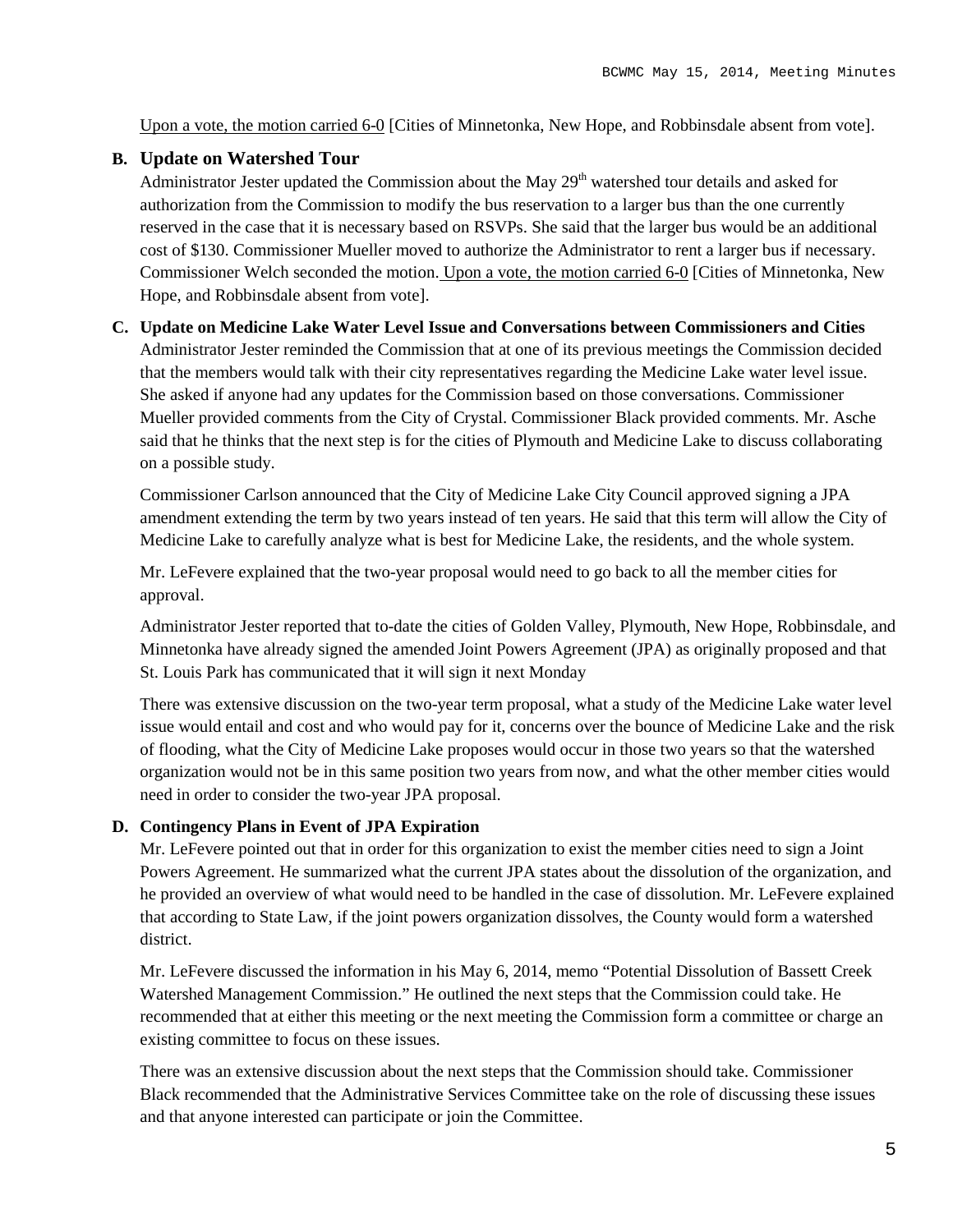Upon a vote, the motion carried 6-0 [Cities of Minnetonka, New Hope, and Robbinsdale absent from vote].

**B. Update on Watershed Tour**

Administrator Jester updated the Commission about the May 29th watershed tour details and asked for authorization from the Commission to modify the bus reservation to a larger bus than the one currently reserved in the case that it is necessary based on RSVPs. She said that the larger bus would be an additional cost of $130. Commissioner Mueller moved to authorize the Administrator to rent a larger bus if necessary. Commissioner Welch seconded the motion. Upon a vote, the motion carried 6-0 [Cities of Minnetonka, New Hope, and Robbinsdale absent from vote].

**C. Update on Medicine Lake Water Level Issue and Conversations between Commissioners and Cities**

Administrator Jester reminded the Commission that at one of its previous meetings the Commission decided that the members would talk with their city representatives regarding the Medicine Lake water level issue. She asked if anyone had any updates for the Commission based on those conversations. Commissioner Mueller provided comments from the City of Crystal. Commissioner Black provided comments. Mr. Asche said that he thinks that the next step is for the cities of Plymouth and Medicine Lake to discuss collaborating on a possible study.

Commissioner Carlson announced that the City of Medicine Lake City Council approved signing a JPA amendment extending the term by two years instead of ten years. He said that this term will allow the City of Medicine Lake to carefully analyze what is best for Medicine Lake, the residents, and the whole system.

Mr. LeFevere explained that the two-year proposal would need to go back to all the member cities for approval.

Administrator Jester reported that to-date the cities of Golden Valley, Plymouth, New Hope, Robbinsdale, and Minnetonka have already signed the amended Joint Powers Agreement (JPA) as originally proposed and that St. Louis Park has communicated that it will sign it next Monday

There was extensive discussion on the two-year term proposal, what a study of the Medicine Lake water level issue would entail and cost and who would pay for it, concerns over the bounce of Medicine Lake and the risk of flooding, what the City of Medicine Lake proposes would occur in those two years so that the watershed organization would not be in this same position two years from now, and what the other member cities would need in order to consider the two-year JPA proposal.

**D. Contingency Plans in Event of JPA Expiration**

Mr. LeFevere pointed out that in order for this organization to exist the member cities need to sign a Joint Powers Agreement. He summarized what the current JPA states about the dissolution of the organization, and he provided an overview of what would need to be handled in the case of dissolution. Mr. LeFevere explained that according to State Law, if the joint powers organization dissolves, the County would form a watershed district.

Mr. LeFevere discussed the information in his May 6, 2014, memo "Potential Dissolution of Bassett Creek Watershed Management Commission." He outlined the next steps that the Commission could take. He recommended that at either this meeting or the next meeting the Commission form a committee or charge an existing committee to focus on these issues.

There was an extensive discussion about the next steps that the Commission should take. Commissioner Black recommended that the Administrative Services Committee take on the role of discussing these issues and that anyone interested can participate or join the Committee.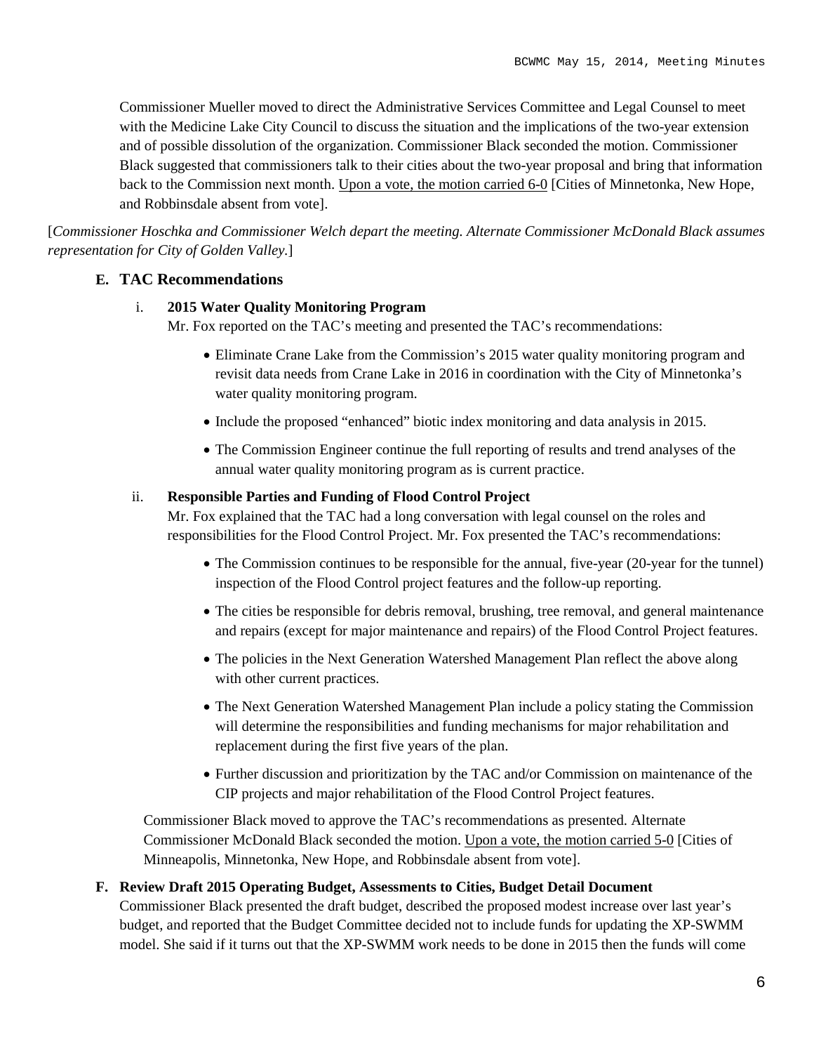Commissioner Mueller moved to direct the Administrative Services Committee and Legal Counsel to meet with the Medicine Lake City Council to discuss the situation and the implications of the two-year extension and of possible dissolution of the organization. Commissioner Black seconded the motion. Commissioner Black suggested that commissioners talk to their cities about the two-year proposal and bring that information back to the Commission next month. Upon a vote, the motion carried 6-0 [Cities of Minnetonka, New Hope, and Robbinsdale absent from vote].

[*Commissioner Hoschka and Commissioner Welch depart the meeting. Alternate Commissioner McDonald Black assumes representation for City of Golden Valley.*]

### E. TAC Recommendations

#### i. 2015 Water Quality Monitoring Program

Mr. Fox reported on the TAC's meeting and presented the TAC's recommendations:

- Eliminate Crane Lake from the Commission's 2015 water quality monitoring program and revisit data needs from Crane Lake in 2016 in coordination with the City of Minnetonka's water quality monitoring program.
- Include the proposed "enhanced" biotic index monitoring and data analysis in 2015.
- The Commission Engineer continue the full reporting of results and trend analyses of the annual water quality monitoring program as is current practice.

#### ii. Responsible Parties and Funding of Flood Control Project

Mr. Fox explained that the TAC had a long conversation with legal counsel on the roles and responsibilities for the Flood Control Project. Mr. Fox presented the TAC's recommendations:

- The Commission continues to be responsible for the annual, five-year (20-year for the tunnel) inspection of the Flood Control project features and the follow-up reporting.
- The cities be responsible for debris removal, brushing, tree removal, and general maintenance and repairs (except for major maintenance and repairs) of the Flood Control Project features.
- The policies in the Next Generation Watershed Management Plan reflect the above along with other current practices.
- The Next Generation Watershed Management Plan include a policy stating the Commission will determine the responsibilities and funding mechanisms for major rehabilitation and replacement during the first five years of the plan.
- Further discussion and prioritization by the TAC and/or Commission on maintenance of the CIP projects and major rehabilitation of the Flood Control Project features.

Commissioner Black moved to approve the TAC's recommendations as presented. Alternate Commissioner McDonald Black seconded the motion. Upon a vote, the motion carried 5-0 [Cities of Minneapolis, Minnetonka, New Hope, and Robbinsdale absent from vote].

### F. Review Draft 2015 Operating Budget, Assessments to Cities, Budget Detail Document

Commissioner Black presented the draft budget, described the proposed modest increase over last year's budget, and reported that the Budget Committee decided not to include funds for updating the XP-SWMM model. She said if it turns out that the XP-SWMM work needs to be done in 2015 then the funds will come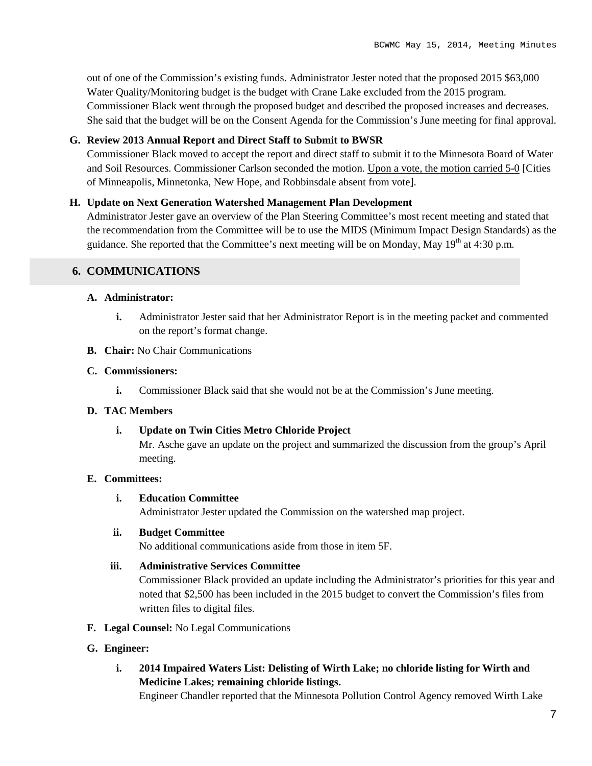out of one of the Commission's existing funds. Administrator Jester noted that the proposed 2015 $63,000 Water Quality/Monitoring budget is the budget with Crane Lake excluded from the 2015 program. Commissioner Black went through the proposed budget and described the proposed increases and decreases. She said that the budget will be on the Consent Agenda for the Commission's June meeting for final approval.

**G. Review 2013 Annual Report and Direct Staff to Submit to BWSR**

Commissioner Black moved to accept the report and direct staff to submit it to the Minnesota Board of Water and Soil Resources. Commissioner Carlson seconded the motion. Upon a vote, the motion carried 5-0 [Cities of Minneapolis, Minnetonka, New Hope, and Robbinsdale absent from vote].

**H. Update on Next Generation Watershed Management Plan Development**

Administrator Jester gave an overview of the Plan Steering Committee's most recent meeting and stated that the recommendation from the Committee will be to use the MIDS (Minimum Impact Design Standards) as the guidance. She reported that the Committee's next meeting will be on Monday, May 19th at 4:30 p.m.

## 6. COMMUNICATIONS

**A. Administrator:**

**i.** Administrator Jester said that her Administrator Report is in the meeting packet and commented on the report's format change.

**B. Chair:** No Chair Communications

**C. Commissioners:**

**i.** Commissioner Black said that she would not be at the Commission's June meeting.

**D. TAC Members**

**i. Update on Twin Cities Metro Chloride Project**

Mr. Asche gave an update on the project and summarized the discussion from the group's April meeting.

**E. Committees:**

**i. Education Committee**

Administrator Jester updated the Commission on the watershed map project.

**ii. Budget Committee**

No additional communications aside from those in item 5F.

**iii. Administrative Services Committee**

Commissioner Black provided an update including the Administrator's priorities for this year and noted that $2,500 has been included in the 2015 budget to convert the Commission's files from written files to digital files.

**F. Legal Counsel:** No Legal Communications

**G. Engineer:**

**i. 2014 Impaired Waters List: Delisting of Wirth Lake; no chloride listing for Wirth and Medicine Lakes; remaining chloride listings.**

Engineer Chandler reported that the Minnesota Pollution Control Agency removed Wirth Lake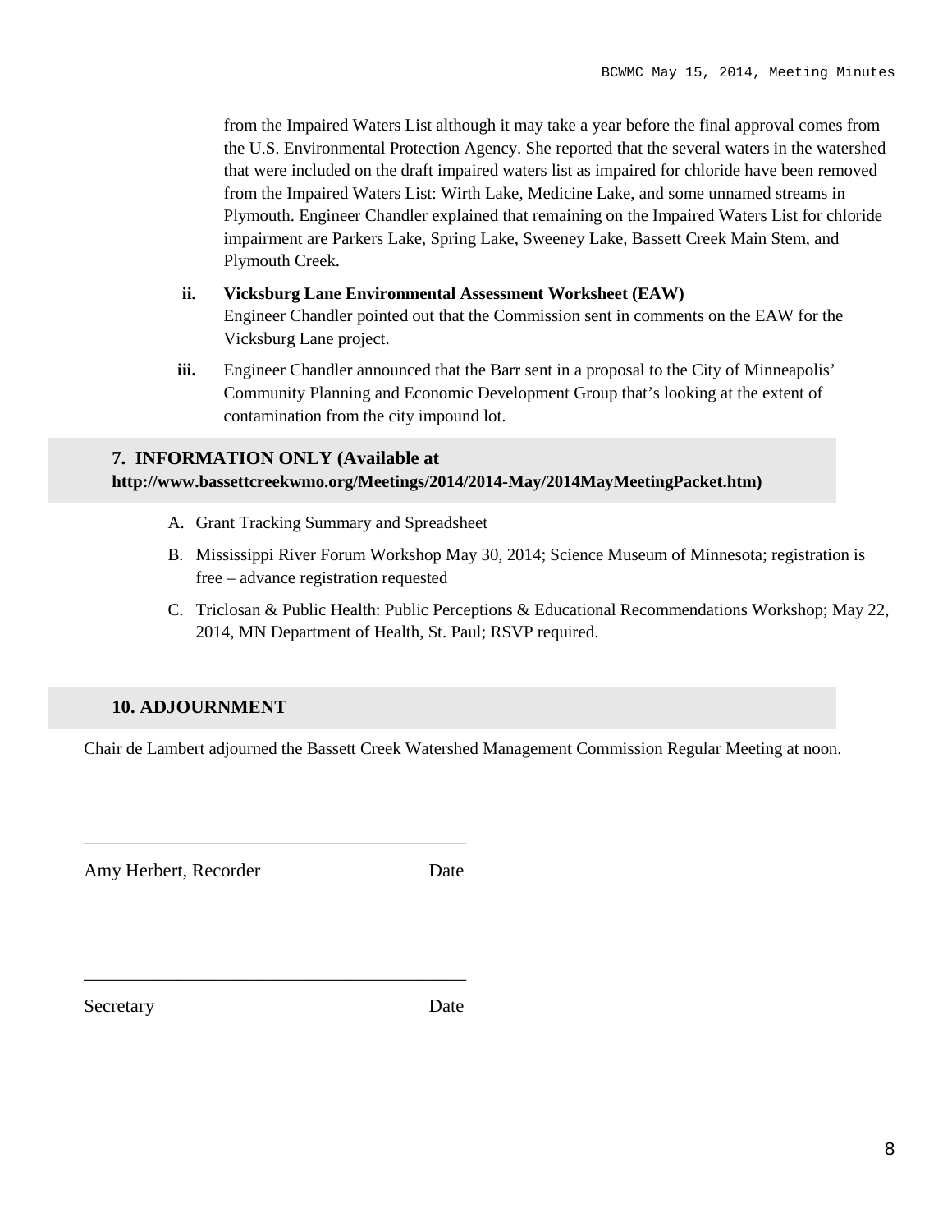from the Impaired Waters List although it may take a year before the final approval comes from the U.S. Environmental Protection Agency. She reported that the several waters in the watershed that were included on the draft impaired waters list as impaired for chloride have been removed from the Impaired Waters List: Wirth Lake, Medicine Lake, and some unnamed streams in Plymouth. Engineer Chandler explained that remaining on the Impaired Waters List for chloride impairment are Parkers Lake, Spring Lake, Sweeney Lake, Bassett Creek Main Stem, and Plymouth Creek.

**ii. Vicksburg Lane Environmental Assessment Worksheet (EAW)**
Engineer Chandler pointed out that the Commission sent in comments on the EAW for the Vicksburg Lane project.

**iii.** Engineer Chandler announced that the Barr sent in a proposal to the City of Minneapolis' Community Planning and Economic Development Group that's looking at the extent of contamination from the city impound lot.

## 7. INFORMATION ONLY (Available at http://www.bassettcreekwmo.org/Meetings/2014/2014-May/2014MayMeetingPacket.htm)

A. Grant Tracking Summary and Spreadsheet

B. Mississippi River Forum Workshop May 30, 2014; Science Museum of Minnesota; registration is free – advance registration requested

C. Triclosan & Public Health: Public Perceptions & Educational Recommendations Workshop; May 22, 2014, MN Department of Health, St. Paul; RSVP required.

## 10. ADJOURNMENT

Chair de Lambert adjourned the Bassett Creek Watershed Management Commission Regular Meeting at noon.

\_\_\_\_\_\_\_\_\_\_\_\_\_\_\_\_\_\_\_\_\_\_\_\_\_\_\_\_\_\_\_\_\_\_\_\_\_\_\_\_\_\_

Amy Herbert, Recorder Date

\_\_\_\_\_\_\_\_\_\_\_\_\_\_\_\_\_\_\_\_\_\_\_\_\_\_\_\_\_\_\_\_\_\_\_\_\_\_\_\_\_\_

Secretary Date